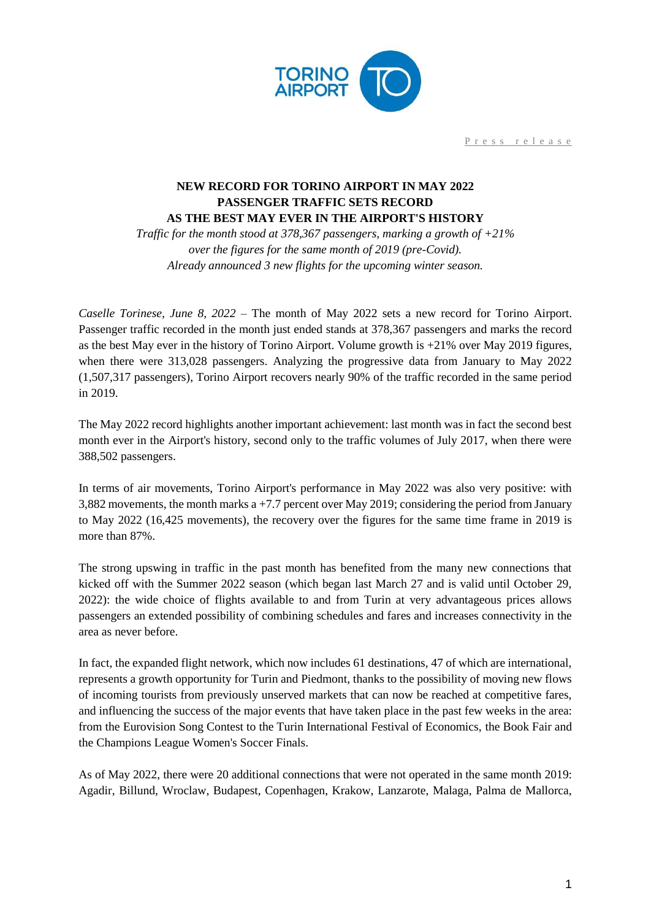TORINO AIRPORT

Press release

# NEW RECORD FOR TORINO AIRPORT IN MAY 2022
# PASSENGER TRAFFIC SETS RECORD
# AS THE BEST MAY EVER IN THE AIRPORT'S HISTORY

*Traffic for the month stood at 378,367 passengers, marking a growth of +21% over the figures for the same month of 2019 (pre-Covid).*
*Already announced 3 new flights for the upcoming winter season.*

*Caselle Torinese, June 8, 2022* – The month of May 2022 sets a new record for Torino Airport. Passenger traffic recorded in the month just ended stands at 378,367 passengers and marks the record as the best May ever in the history of Torino Airport. Volume growth is +21% over May 2019 figures, when there were 313,028 passengers. Analyzing the progressive data from January to May 2022 (1,507,317 passengers), Torino Airport recovers nearly 90% of the traffic recorded in the same period in 2019.

The May 2022 record highlights another important achievement: last month was in fact the second best month ever in the Airport's history, second only to the traffic volumes of July 2017, when there were 388,502 passengers.

In terms of air movements, Torino Airport's performance in May 2022 was also very positive: with 3,882 movements, the month marks a +7.7 percent over May 2019; considering the period from January to May 2022 (16,425 movements), the recovery over the figures for the same time frame in 2019 is more than 87%.

The strong upswing in traffic in the past month has benefited from the many new connections that kicked off with the Summer 2022 season (which began last March 27 and is valid until October 29, 2022): the wide choice of flights available to and from Turin at very advantageous prices allows passengers an extended possibility of combining schedules and fares and increases connectivity in the area as never before.

In fact, the expanded flight network, which now includes 61 destinations, 47 of which are international, represents a growth opportunity for Turin and Piedmont, thanks to the possibility of moving new flows of incoming tourists from previously unserved markets that can now be reached at competitive fares, and influencing the success of the major events that have taken place in the past few weeks in the area: from the Eurovision Song Contest to the Turin International Festival of Economics, the Book Fair and the Champions League Women's Soccer Finals.

As of May 2022, there were 20 additional connections that were not operated in the same month 2019: Agadir, Billund, Wroclaw, Budapest, Copenhagen, Krakow, Lanzarote, Malaga, Palma de Mallorca,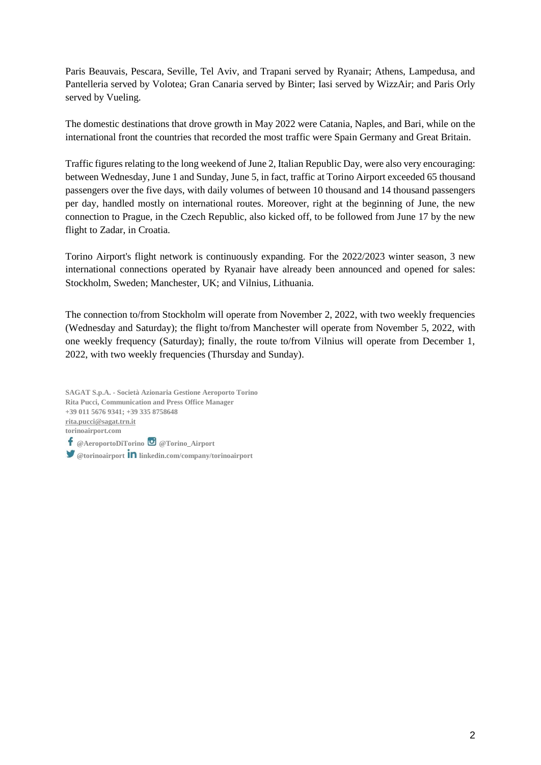Paris Beauvais, Pescara, Seville, Tel Aviv, and Trapani served by Ryanair; Athens, Lampedusa, and Pantelleria served by Volotea; Gran Canaria served by Binter; Iasi served by WizzAir; and Paris Orly served by Vueling.

The domestic destinations that drove growth in May 2022 were Catania, Naples, and Bari, while on the international front the countries that recorded the most traffic were Spain Germany and Great Britain.

Traffic figures relating to the long weekend of June 2, Italian Republic Day, were also very encouraging: between Wednesday, June 1 and Sunday, June 5, in fact, traffic at Torino Airport exceeded 65 thousand passengers over the five days, with daily volumes of between 10 thousand and 14 thousand passengers per day, handled mostly on international routes. Moreover, right at the beginning of June, the new connection to Prague, in the Czech Republic, also kicked off, to be followed from June 17 by the new flight to Zadar, in Croatia.

Torino Airport's flight network is continuously expanding. For the 2022/2023 winter season, 3 new international connections operated by Ryanair have already been announced and opened for sales: Stockholm, Sweden; Manchester, UK; and Vilnius, Lithuania.

The connection to/from Stockholm will operate from November 2, 2022, with two weekly frequencies (Wednesday and Saturday); the flight to/from Manchester will operate from November 5, 2022, with one weekly frequency (Saturday); finally, the route to/from Vilnius will operate from December 1, 2022, with two weekly frequencies (Thursday and Sunday).

**SAGAT S.p.A. - Società Azionaria Gestione Aeroporto Torino**
**Rita Pucci, Communication and Press Office Manager**
**+39 011 5676 9341; +39 335 8758648**
**rita.pucci@sagat.trn.it**
**torinoairport.com**
**@AeroportoDiTorino @Torino_Airport**
**@torinoairport linkedin.com/company/torinoairport**